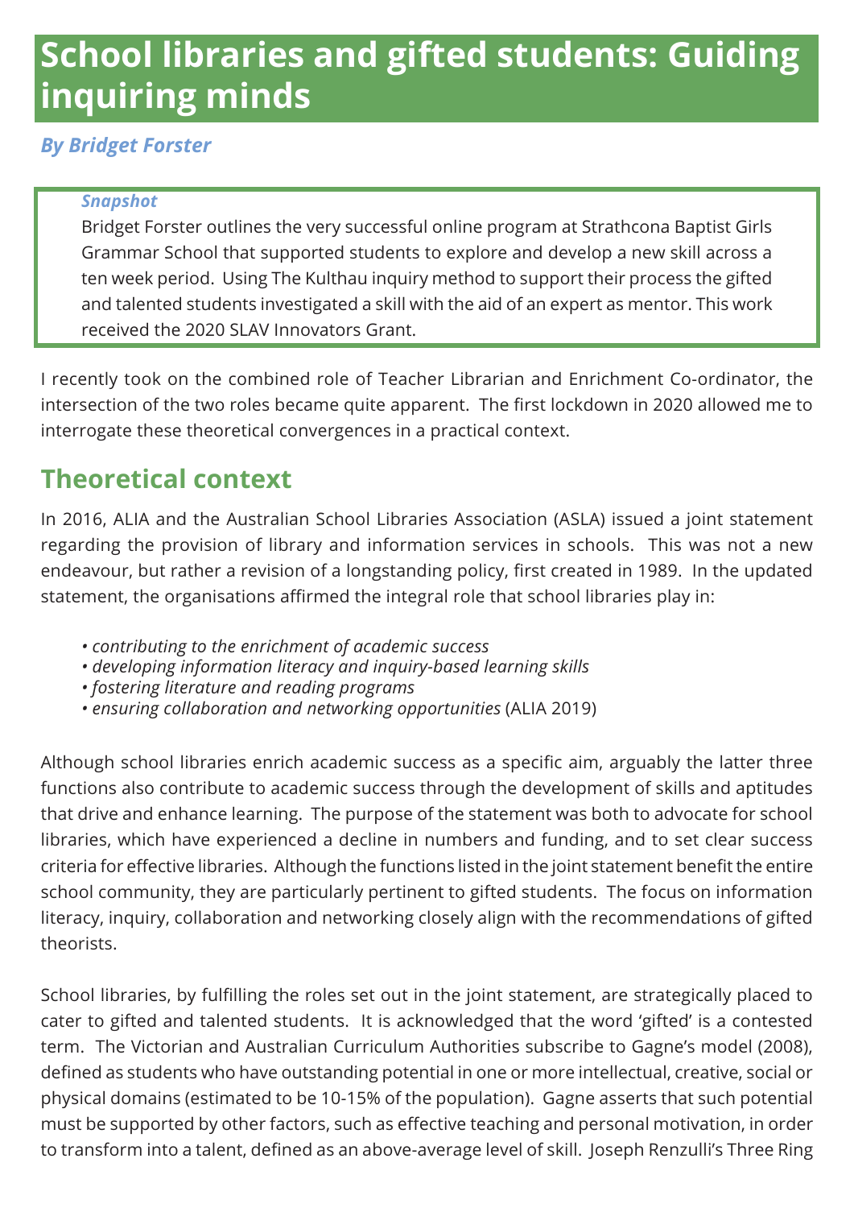# School libraries and gifted students: Guiding inquiring minds

***By Bridget Forster***

> ***Snapshot***
>
> Bridget Forster outlines the very successful online program at Strathcona Baptist Girls Grammar School that supported students to explore and develop a new skill across a ten week period. Using The Kulthau inquiry method to support their process the gifted and talented students investigated a skill with the aid of an expert as mentor. This work received the 2020 SLAV Innovators Grant.

I recently took on the combined role of Teacher Librarian and Enrichment Co-ordinator, the intersection of the two roles became quite apparent. The first lockdown in 2020 allowed me to interrogate these theoretical convergences in a practical context.

## Theoretical context

In 2016, ALIA and the Australian School Libraries Association (ASLA) issued a joint statement regarding the provision of library and information services in schools. This was not a new endeavour, but rather a revision of a longstanding policy, first created in 1989. In the updated statement, the organisations affirmed the integral role that school libraries play in:

- *contributing to the enrichment of academic success*
- *developing information literacy and inquiry-based learning skills*
- *fostering literature and reading programs*
- *ensuring collaboration and networking opportunities* (ALIA 2019)

Although school libraries enrich academic success as a specific aim, arguably the latter three functions also contribute to academic success through the development of skills and aptitudes that drive and enhance learning. The purpose of the statement was both to advocate for school libraries, which have experienced a decline in numbers and funding, and to set clear success criteria for effective libraries. Although the functions listed in the joint statement benefit the entire school community, they are particularly pertinent to gifted students. The focus on information literacy, inquiry, collaboration and networking closely align with the recommendations of gifted theorists.

School libraries, by fulfilling the roles set out in the joint statement, are strategically placed to cater to gifted and talented students. It is acknowledged that the word 'gifted' is a contested term. The Victorian and Australian Curriculum Authorities subscribe to Gagne's model (2008), defined as students who have outstanding potential in one or more intellectual, creative, social or physical domains (estimated to be 10-15% of the population). Gagne asserts that such potential must be supported by other factors, such as effective teaching and personal motivation, in order to transform into a talent, defined as an above-average level of skill. Joseph Renzulli's Three Ring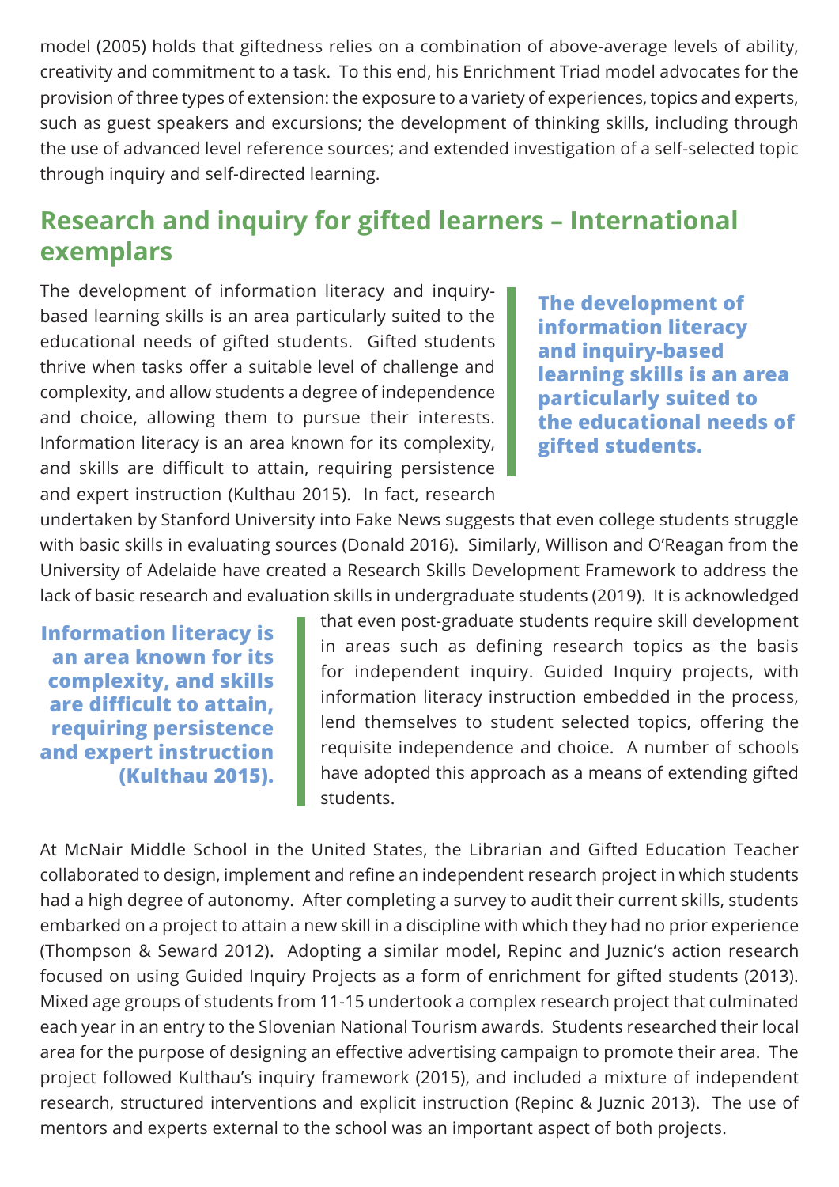model (2005) holds that giftedness relies on a combination of above-average levels of ability, creativity and commitment to a task. To this end, his Enrichment Triad model advocates for the provision of three types of extension: the exposure to a variety of experiences, topics and experts, such as guest speakers and excursions; the development of thinking skills, including through the use of advanced level reference sources; and extended investigation of a self-selected topic through inquiry and self-directed learning.

## Research and inquiry for gifted learners – International exemplars

The development of information literacy and inquiry-based learning skills is an area particularly suited to the educational needs of gifted students. Gifted students thrive when tasks offer a suitable level of challenge and complexity, and allow students a degree of independence and choice, allowing them to pursue their interests. Information literacy is an area known for its complexity, and skills are difficult to attain, requiring persistence and expert instruction (Kulthau 2015). In fact, research undertaken by Stanford University into Fake News suggests that even college students struggle with basic skills in evaluating sources (Donald 2016). Similarly, Willison and O'Reagan from the University of Adelaide have created a Research Skills Development Framework to address the lack of basic research and evaluation skills in undergraduate students (2019). It is acknowledged that even post-graduate students require skill development in areas such as defining research topics as the basis for independent inquiry. Guided Inquiry projects, with information literacy instruction embedded in the process, lend themselves to student selected topics, offering the requisite independence and choice. A number of schools have adopted this approach as a means of extending gifted students.

> **The development of information literacy and inquiry-based learning skills is an area particularly suited to the educational needs of gifted students.**

> **Information literacy is an area known for its complexity, and skills are difficult to attain, requiring persistence and expert instruction (Kulthau 2015).**

At McNair Middle School in the United States, the Librarian and Gifted Education Teacher collaborated to design, implement and refine an independent research project in which students had a high degree of autonomy. After completing a survey to audit their current skills, students embarked on a project to attain a new skill in a discipline with which they had no prior experience (Thompson & Seward 2012). Adopting a similar model, Repinc and Juznic's action research focused on using Guided Inquiry Projects as a form of enrichment for gifted students (2013). Mixed age groups of students from 11-15 undertook a complex research project that culminated each year in an entry to the Slovenian National Tourism awards. Students researched their local area for the purpose of designing an effective advertising campaign to promote their area. The project followed Kulthau's inquiry framework (2015), and included a mixture of independent research, structured interventions and explicit instruction (Repinc & Juznic 2013). The use of mentors and experts external to the school was an important aspect of both projects.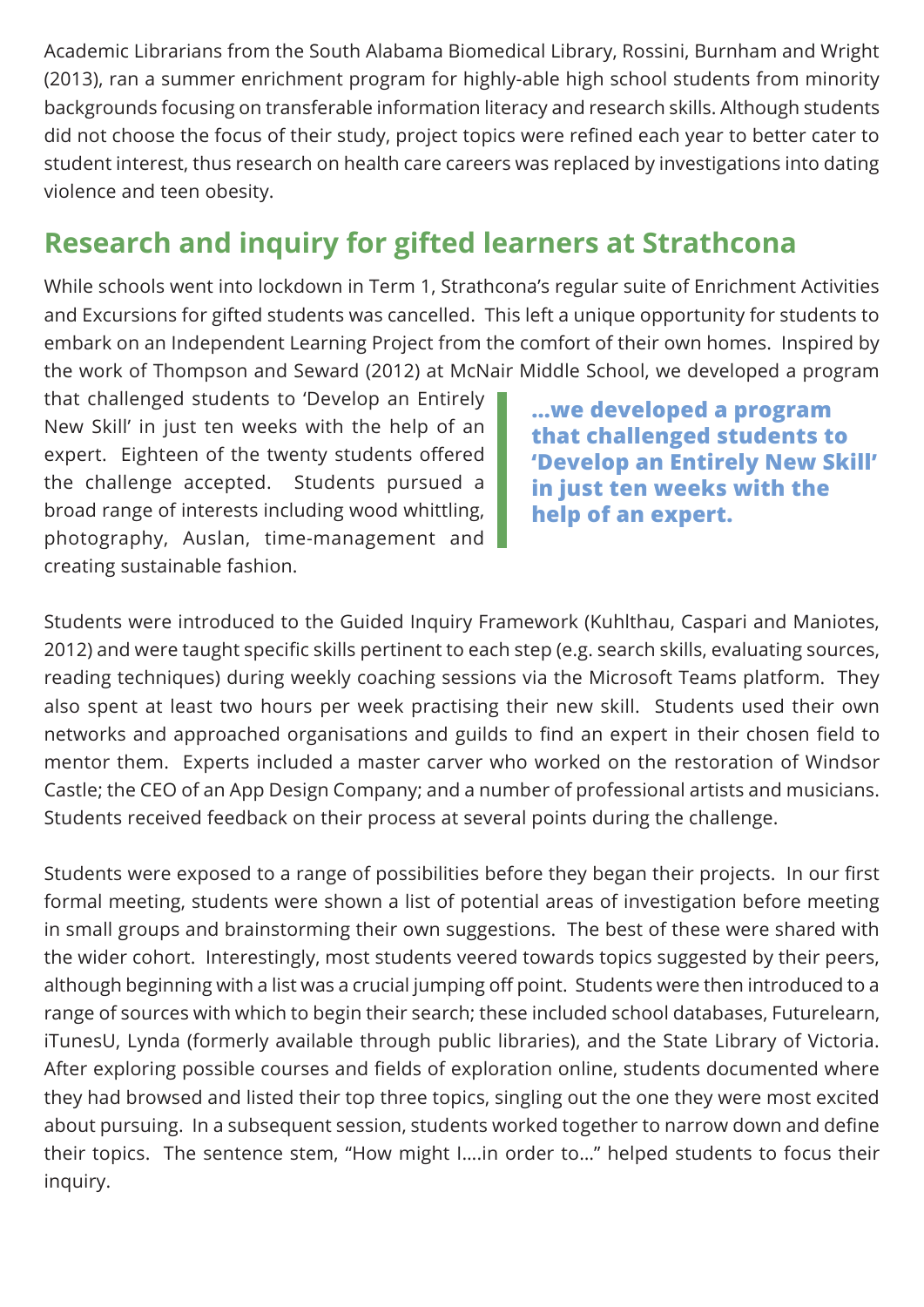Academic Librarians from the South Alabama Biomedical Library, Rossini, Burnham and Wright (2013), ran a summer enrichment program for highly-able high school students from minority backgrounds focusing on transferable information literacy and research skills. Although students did not choose the focus of their study, project topics were refined each year to better cater to student interest, thus research on health care careers was replaced by investigations into dating violence and teen obesity.

## Research and inquiry for gifted learners at Strathcona

While schools went into lockdown in Term 1, Strathcona's regular suite of Enrichment Activities and Excursions for gifted students was cancelled. This left a unique opportunity for students to embark on an Independent Learning Project from the comfort of their own homes. Inspired by the work of Thompson and Seward (2012) at McNair Middle School, we developed a program that challenged students to 'Develop an Entirely New Skill' in just ten weeks with the help of an expert. Eighteen of the twenty students offered the challenge accepted. Students pursued a broad range of interests including wood whittling, photography, Auslan, time-management and creating sustainable fashion.

> **...we developed a program that challenged students to 'Develop an Entirely New Skill' in just ten weeks with the help of an expert.**

Students were introduced to the Guided Inquiry Framework (Kuhlthau, Caspari and Maniotes, 2012) and were taught specific skills pertinent to each step (e.g. search skills, evaluating sources, reading techniques) during weekly coaching sessions via the Microsoft Teams platform. They also spent at least two hours per week practising their new skill. Students used their own networks and approached organisations and guilds to find an expert in their chosen field to mentor them. Experts included a master carver who worked on the restoration of Windsor Castle; the CEO of an App Design Company; and a number of professional artists and musicians. Students received feedback on their process at several points during the challenge.

Students were exposed to a range of possibilities before they began their projects. In our first formal meeting, students were shown a list of potential areas of investigation before meeting in small groups and brainstorming their own suggestions. The best of these were shared with the wider cohort. Interestingly, most students veered towards topics suggested by their peers, although beginning with a list was a crucial jumping off point. Students were then introduced to a range of sources with which to begin their search; these included school databases, Futurelearn, iTunesU, Lynda (formerly available through public libraries), and the State Library of Victoria. After exploring possible courses and fields of exploration online, students documented where they had browsed and listed their top three topics, singling out the one they were most excited about pursuing. In a subsequent session, students worked together to narrow down and define their topics. The sentence stem, "How might I….in order to…" helped students to focus their inquiry.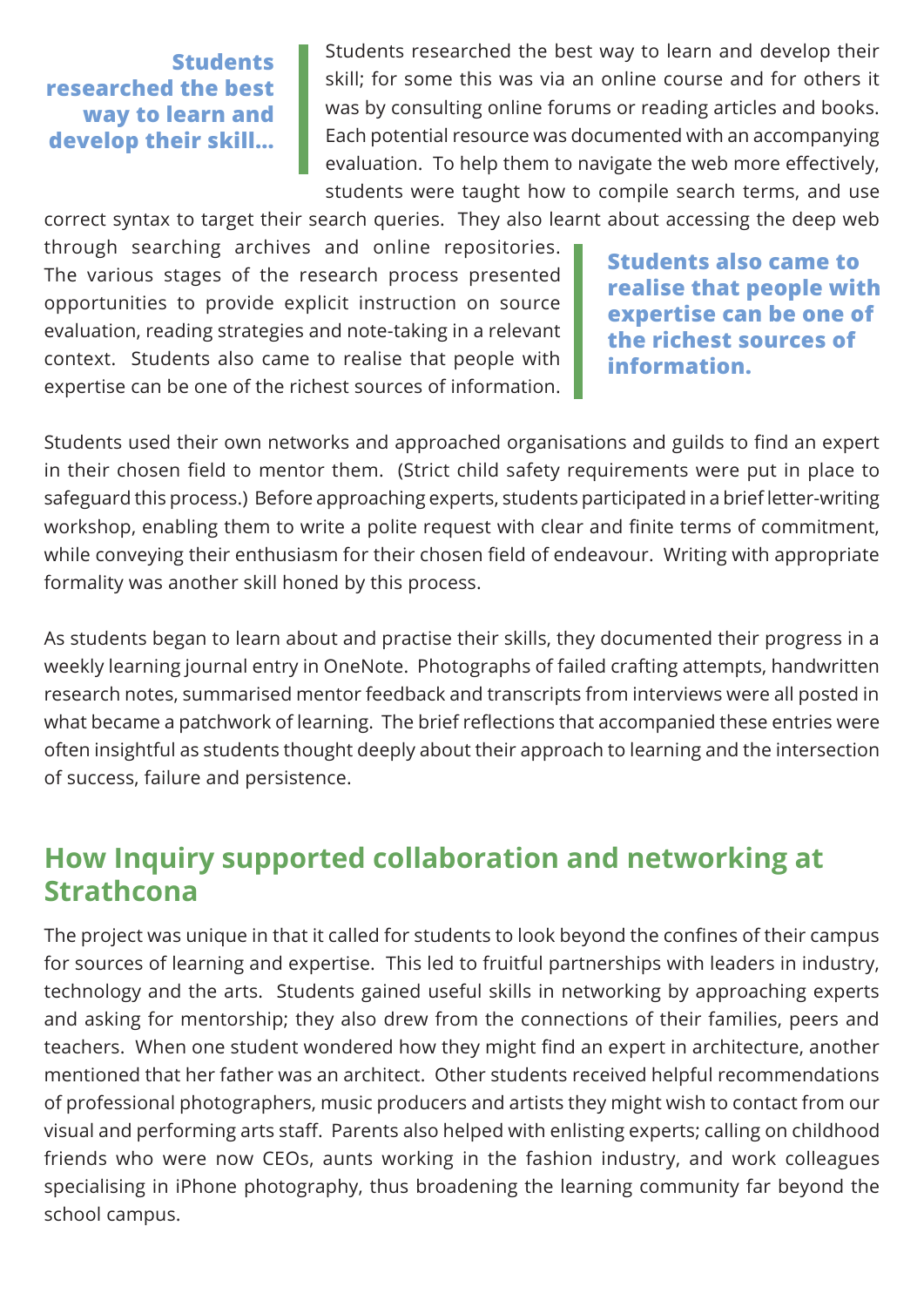> **Students researched the best way to learn and develop their skill...**

Students researched the best way to learn and develop their skill; for some this was via an online course and for others it was by consulting online forums or reading articles and books. Each potential resource was documented with an accompanying evaluation. To help them to navigate the web more effectively, students were taught how to compile search terms, and use correct syntax to target their search queries. They also learnt about accessing the deep web through searching archives and online repositories. The various stages of the research process presented opportunities to provide explicit instruction on source evaluation, reading strategies and note-taking in a relevant context. Students also came to realise that people with expertise can be one of the richest sources of information.

> **Students also came to realise that people with expertise can be one of the richest sources of information.**

Students used their own networks and approached organisations and guilds to find an expert in their chosen field to mentor them. (Strict child safety requirements were put in place to safeguard this process.) Before approaching experts, students participated in a brief letter-writing workshop, enabling them to write a polite request with clear and finite terms of commitment, while conveying their enthusiasm for their chosen field of endeavour. Writing with appropriate formality was another skill honed by this process.

As students began to learn about and practise their skills, they documented their progress in a weekly learning journal entry in OneNote. Photographs of failed crafting attempts, handwritten research notes, summarised mentor feedback and transcripts from interviews were all posted in what became a patchwork of learning. The brief reflections that accompanied these entries were often insightful as students thought deeply about their approach to learning and the intersection of success, failure and persistence.

## How Inquiry supported collaboration and networking at Strathcona

The project was unique in that it called for students to look beyond the confines of their campus for sources of learning and expertise. This led to fruitful partnerships with leaders in industry, technology and the arts. Students gained useful skills in networking by approaching experts and asking for mentorship; they also drew from the connections of their families, peers and teachers. When one student wondered how they might find an expert in architecture, another mentioned that her father was an architect. Other students received helpful recommendations of professional photographers, music producers and artists they might wish to contact from our visual and performing arts staff. Parents also helped with enlisting experts; calling on childhood friends who were now CEOs, aunts working in the fashion industry, and work colleagues specialising in iPhone photography, thus broadening the learning community far beyond the school campus.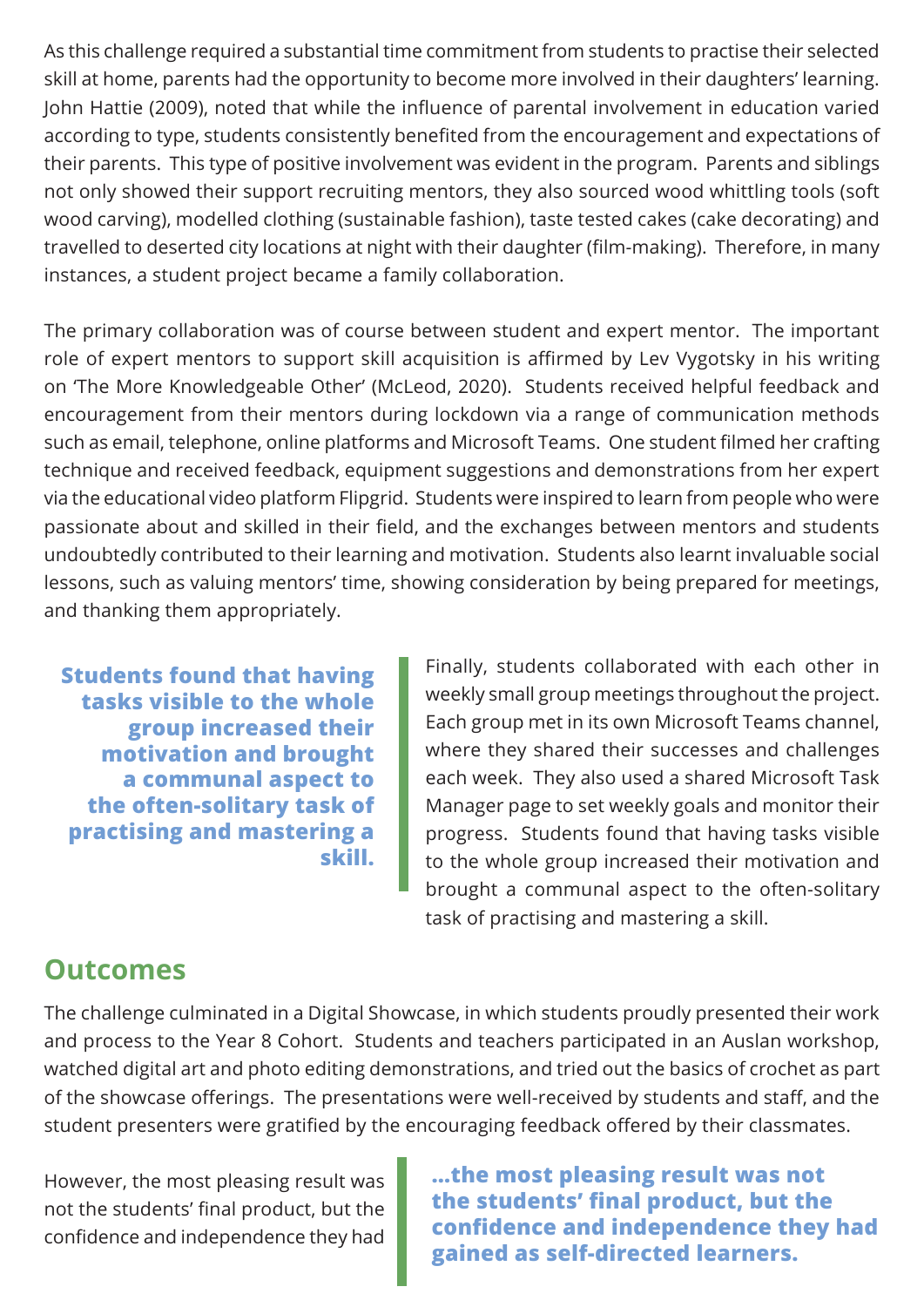As this challenge required a substantial time commitment from students to practise their selected skill at home, parents had the opportunity to become more involved in their daughters' learning. John Hattie (2009), noted that while the influence of parental involvement in education varied according to type, students consistently benefited from the encouragement and expectations of their parents. This type of positive involvement was evident in the program. Parents and siblings not only showed their support recruiting mentors, they also sourced wood whittling tools (soft wood carving), modelled clothing (sustainable fashion), taste tested cakes (cake decorating) and travelled to deserted city locations at night with their daughter (film-making). Therefore, in many instances, a student project became a family collaboration.

The primary collaboration was of course between student and expert mentor. The important role of expert mentors to support skill acquisition is affirmed by Lev Vygotsky in his writing on 'The More Knowledgeable Other' (McLeod, 2020). Students received helpful feedback and encouragement from their mentors during lockdown via a range of communication methods such as email, telephone, online platforms and Microsoft Teams. One student filmed her crafting technique and received feedback, equipment suggestions and demonstrations from her expert via the educational video platform Flipgrid. Students were inspired to learn from people who were passionate about and skilled in their field, and the exchanges between mentors and students undoubtedly contributed to their learning and motivation. Students also learnt invaluable social lessons, such as valuing mentors' time, showing consideration by being prepared for meetings, and thanking them appropriately.

> **Students found that having tasks visible to the whole group increased their motivation and brought a communal aspect to the often-solitary task of practising and mastering a skill.**

Finally, students collaborated with each other in weekly small group meetings throughout the project. Each group met in its own Microsoft Teams channel, where they shared their successes and challenges each week. They also used a shared Microsoft Task Manager page to set weekly goals and monitor their progress. Students found that having tasks visible to the whole group increased their motivation and brought a communal aspect to the often-solitary task of practising and mastering a skill.

## Outcomes

The challenge culminated in a Digital Showcase, in which students proudly presented their work and process to the Year 8 Cohort. Students and teachers participated in an Auslan workshop, watched digital art and photo editing demonstrations, and tried out the basics of crochet as part of the showcase offerings. The presentations were well-received by students and staff, and the student presenters were gratified by the encouraging feedback offered by their classmates.

However, the most pleasing result was not the students' final product, but the confidence and independence they had

> **...the most pleasing result was not the students' final product, but the confidence and independence they had gained as self-directed learners.**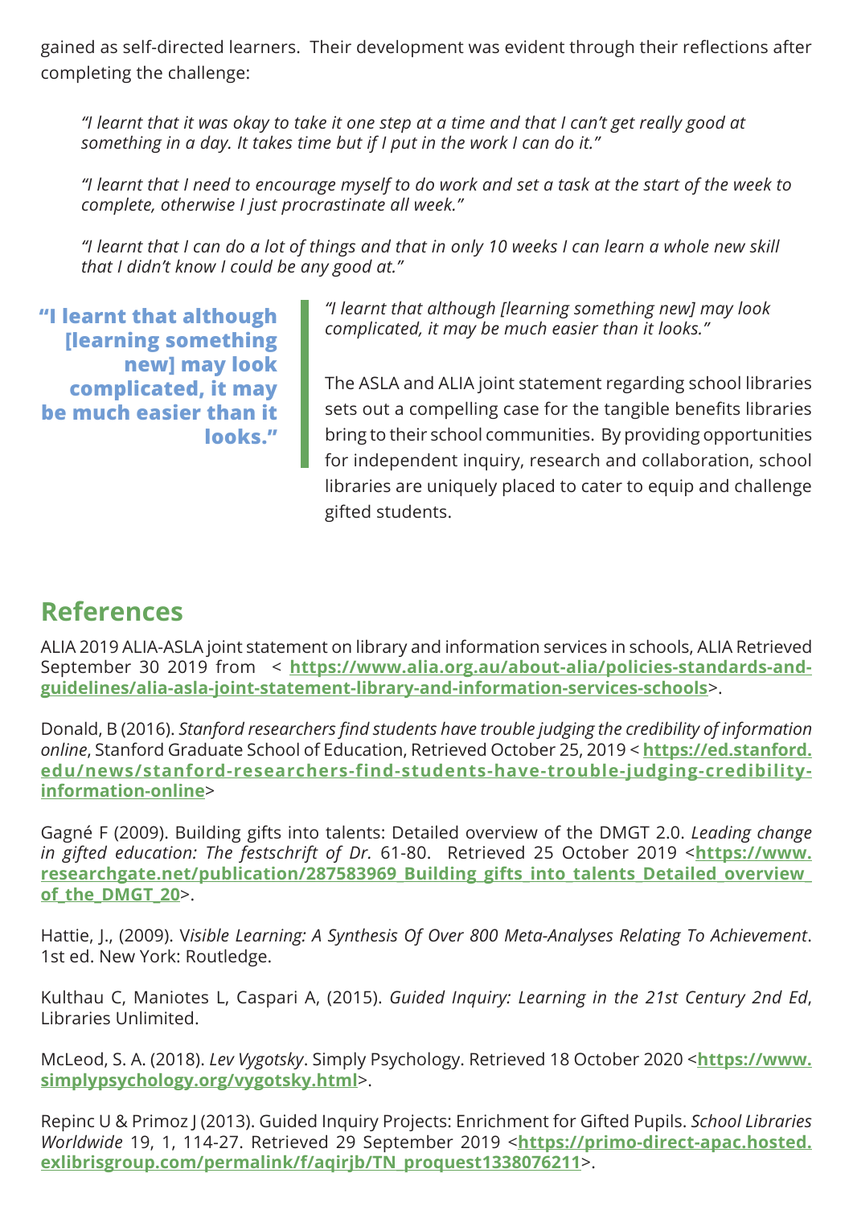gained as self-directed learners. Their development was evident through their reflections after completing the challenge:

> *"I learnt that it was okay to take it one step at a time and that I can't get really good at something in a day. It takes time but if I put in the work I can do it."*
>
> *"I learnt that I need to encourage myself to do work and set a task at the start of the week to complete, otherwise I just procrastinate all week."*
>
> *"I learnt that I can do a lot of things and that in only 10 weeks I can learn a whole new skill that I didn't know I could be any good at."*

**"I learnt that although [learning something new] may look complicated, it may be much easier than it looks."**

> *"I learnt that although [learning something new] may look complicated, it may be much easier than it looks."*

The ASLA and ALIA joint statement regarding school libraries sets out a compelling case for the tangible benefits libraries bring to their school communities. By providing opportunities for independent inquiry, research and collaboration, school libraries are uniquely placed to cater to equip and challenge gifted students.

## References

ALIA 2019 ALIA-ASLA joint statement on library and information services in schools, ALIA Retrieved September 30 2019 from < **https://www.alia.org.au/about-alia/policies-standards-and-guidelines/alia-asla-joint-statement-library-and-information-services-schools**>.

Donald, B (2016). *Stanford researchers find students have trouble judging the credibility of information online*, Stanford Graduate School of Education, Retrieved October 25, 2019 < **https://ed.stanford.edu/news/stanford-researchers-find-students-have-trouble-judging-credibility-information-online**>

Gagné F (2009). Building gifts into talents: Detailed overview of the DMGT 2.0. *Leading change in gifted education: The festschrift of Dr.* 61-80. Retrieved 25 October 2019 <**https://www.researchgate.net/publication/287583969_Building_gifts_into_talents_Detailed_overview_of_the_DMGT_20**>.

Hattie, J., (2009). V*isible Learning: A Synthesis Of Over 800 Meta-Analyses Relating To Achievement*. 1st ed. New York: Routledge.

Kulthau C, Maniotes L, Caspari A, (2015). *Guided Inquiry: Learning in the 21st Century 2nd Ed*, Libraries Unlimited.

McLeod, S. A. (2018). *Lev Vygotsky*. Simply Psychology. Retrieved 18 October 2020 <**https://www.simplypsychology.org/vygotsky.html**>.

Repinc U & Primoz J (2013). Guided Inquiry Projects: Enrichment for Gifted Pupils. *School Libraries Worldwide* 19, 1, 114-27. Retrieved 29 September 2019 <**https://primo-direct-apac.hosted.exlibrisgroup.com/permalink/f/aqirjb/TN_proquest1338076211**>.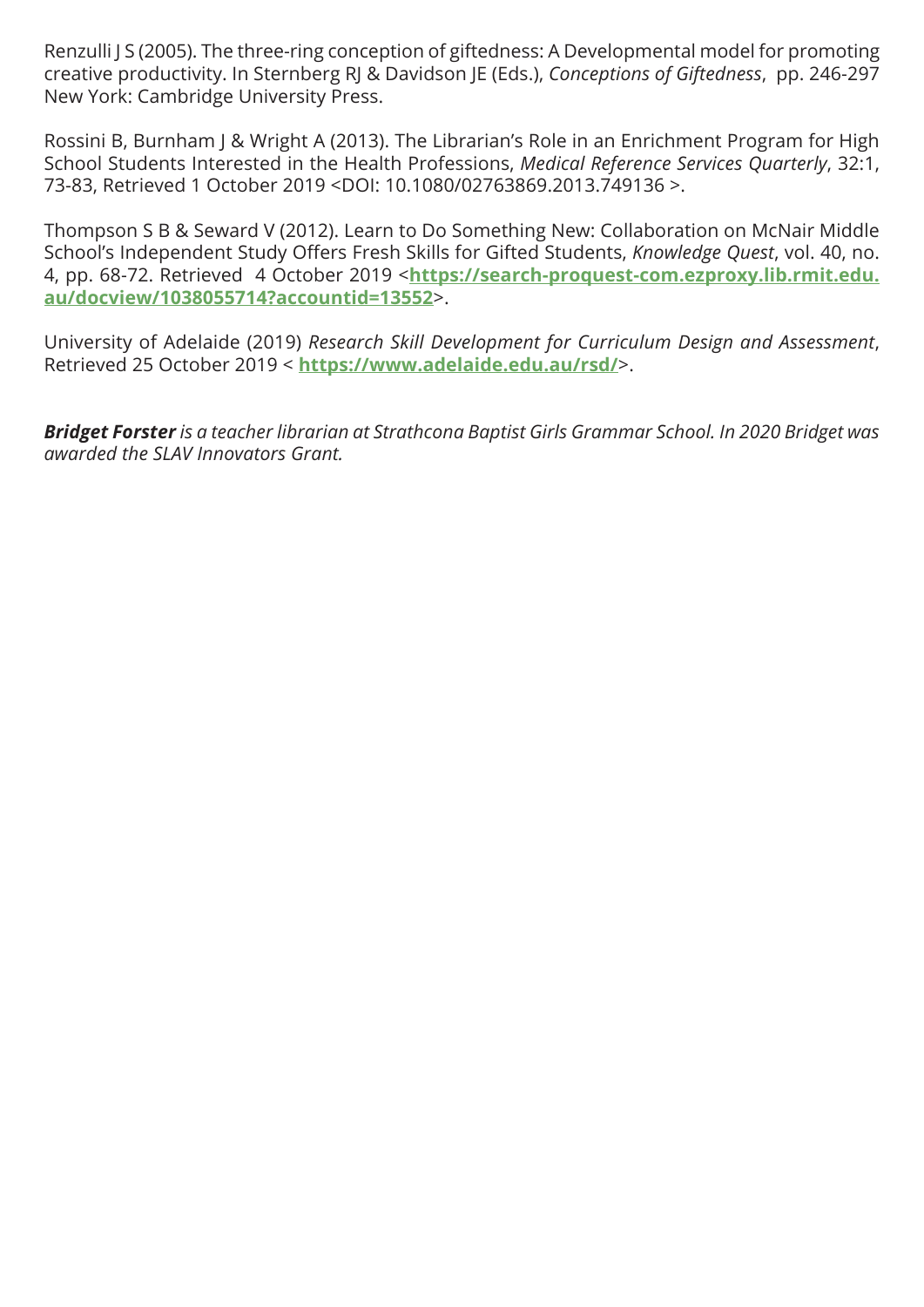Renzulli J S (2005). The three-ring conception of giftedness: A Developmental model for promoting creative productivity. In Sternberg RJ & Davidson JE (Eds.), *Conceptions of Giftedness*, pp. 246-297 New York: Cambridge University Press.

Rossini B, Burnham J & Wright A (2013). The Librarian's Role in an Enrichment Program for High School Students Interested in the Health Professions, *Medical Reference Services Quarterly*, 32:1, 73-83, Retrieved 1 October 2019 <DOI: 10.1080/02763869.2013.749136 >.

Thompson S B & Seward V (2012). Learn to Do Something New: Collaboration on McNair Middle School's Independent Study Offers Fresh Skills for Gifted Students, *Knowledge Quest*, vol. 40, no. 4, pp. 68-72. Retrieved 4 October 2019 <**https://search-proquest-com.ezproxy.lib.rmit.edu.au/docview/1038055714?accountid=13552**>.

University of Adelaide (2019) *Research Skill Development for Curriculum Design and Assessment*, Retrieved 25 October 2019 < **https://www.adelaide.edu.au/rsd/**>.

***Bridget Forster*** *is a teacher librarian at Strathcona Baptist Girls Grammar School. In 2020 Bridget was awarded the SLAV Innovators Grant.*